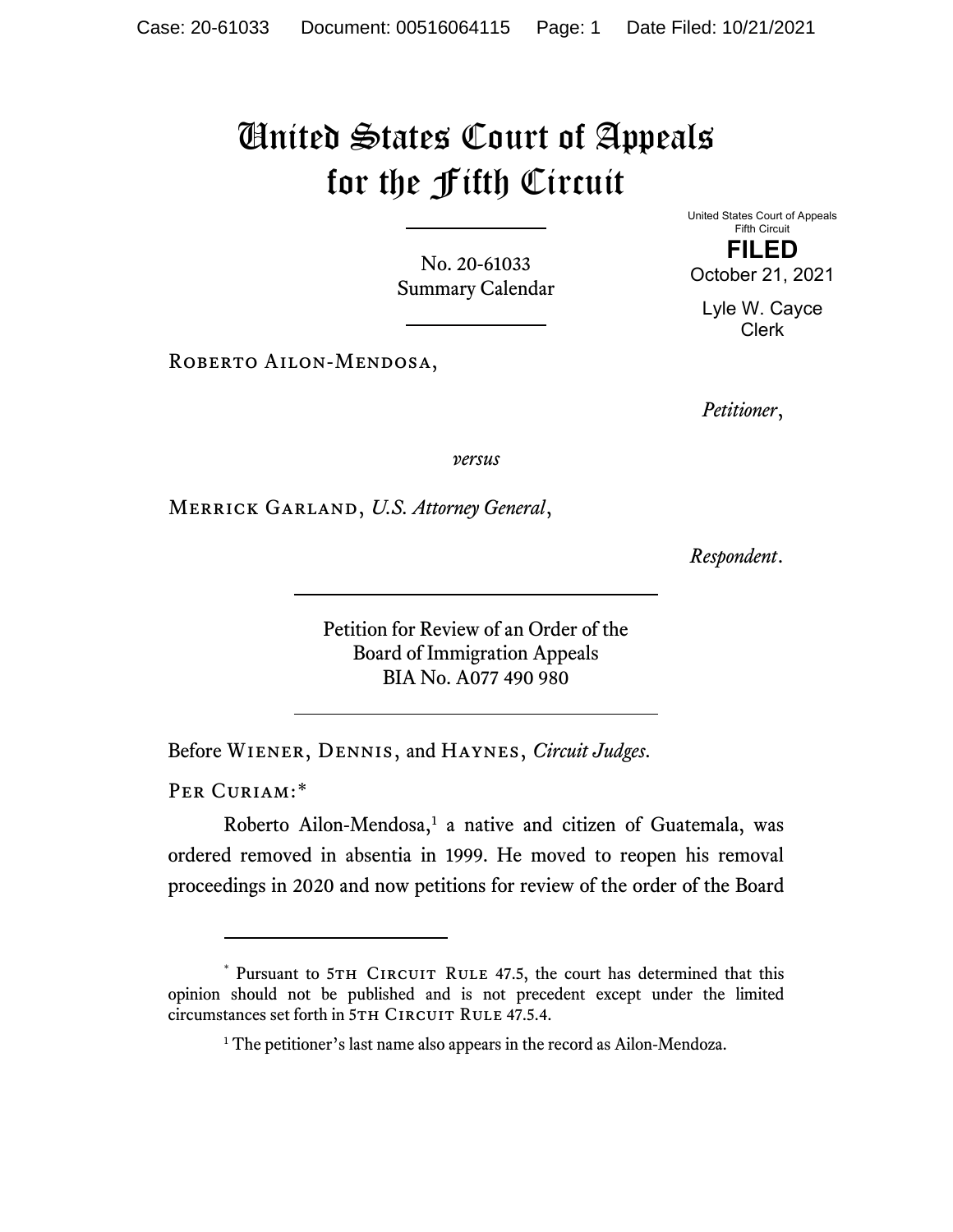# United States Court of Appeals for the Fifth Circuit

No. 20-61033
Summary Calendar

United States Court of Appeals
Fifth Circuit

**FILED**

October 21, 2021

Lyle W. Cayce
Clerk

Roberto Ailon-Mendosa,

*Petitioner*,

*versus*

Merrick Garland, *U.S. Attorney General*,

*Respondent*.

Petition for Review of an Order of the
Board of Immigration Appeals
BIA No. A077 490 980

Before Wiener, Dennis, and Haynes, *Circuit Judges*.

Per Curiam:*

Roberto Ailon-Mendosa,[1] a native and citizen of Guatemala, was ordered removed in absentia in 1999. He moved to reopen his removal proceedings in 2020 and now petitions for review of the order of the Board

---

\* Pursuant to 5th Circuit Rule 47.5, the court has determined that this opinion should not be published and is not precedent except under the limited circumstances set forth in 5th Circuit Rule 47.5.4.

[1] The petitioner's last name also appears in the record as Ailon-Mendoza.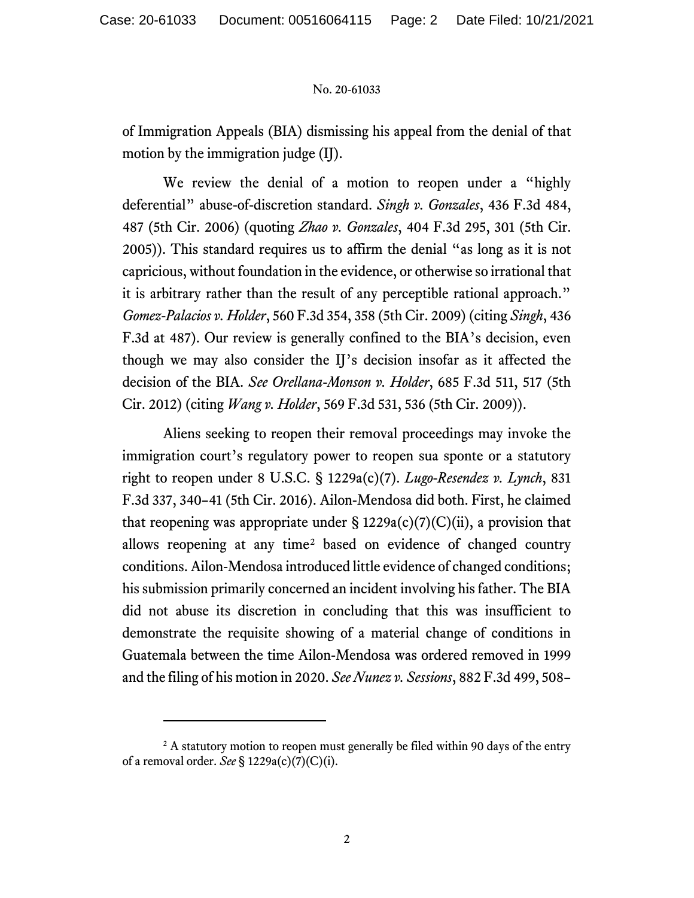of Immigration Appeals (BIA) dismissing his appeal from the denial of that motion by the immigration judge (IJ).

We review the denial of a motion to reopen under a "highly deferential" abuse-of-discretion standard. *Singh v. Gonzales*, 436 F.3d 484, 487 (5th Cir. 2006) (quoting *Zhao v. Gonzales*, 404 F.3d 295, 301 (5th Cir. 2005)). This standard requires us to affirm the denial "as long as it is not capricious, without foundation in the evidence, or otherwise so irrational that it is arbitrary rather than the result of any perceptible rational approach." *Gomez-Palacios v. Holder*, 560 F.3d 354, 358 (5th Cir. 2009) (citing *Singh*, 436 F.3d at 487). Our review is generally confined to the BIA's decision, even though we may also consider the IJ's decision insofar as it affected the decision of the BIA. *See Orellana-Monson v. Holder*, 685 F.3d 511, 517 (5th Cir. 2012) (citing *Wang v. Holder*, 569 F.3d 531, 536 (5th Cir. 2009)).

Aliens seeking to reopen their removal proceedings may invoke the immigration court's regulatory power to reopen sua sponte or a statutory right to reopen under 8 U.S.C. § 1229a(c)(7). *Lugo-Resendez v. Lynch*, 831 F.3d 337, 340–41 (5th Cir. 2016). Ailon-Mendosa did both. First, he claimed that reopening was appropriate under § 1229a(c)(7)(C)(ii), a provision that allows reopening at any time[2] based on evidence of changed country conditions. Ailon-Mendosa introduced little evidence of changed conditions; his submission primarily concerned an incident involving his father. The BIA did not abuse its discretion in concluding that this was insufficient to demonstrate the requisite showing of a material change of conditions in Guatemala between the time Ailon-Mendosa was ordered removed in 1999 and the filing of his motion in 2020. *See Nunez v. Sessions*, 882 F.3d 499, 508–

[2] A statutory motion to reopen must generally be filed within 90 days of the entry of a removal order. *See* § 1229a(c)(7)(C)(i).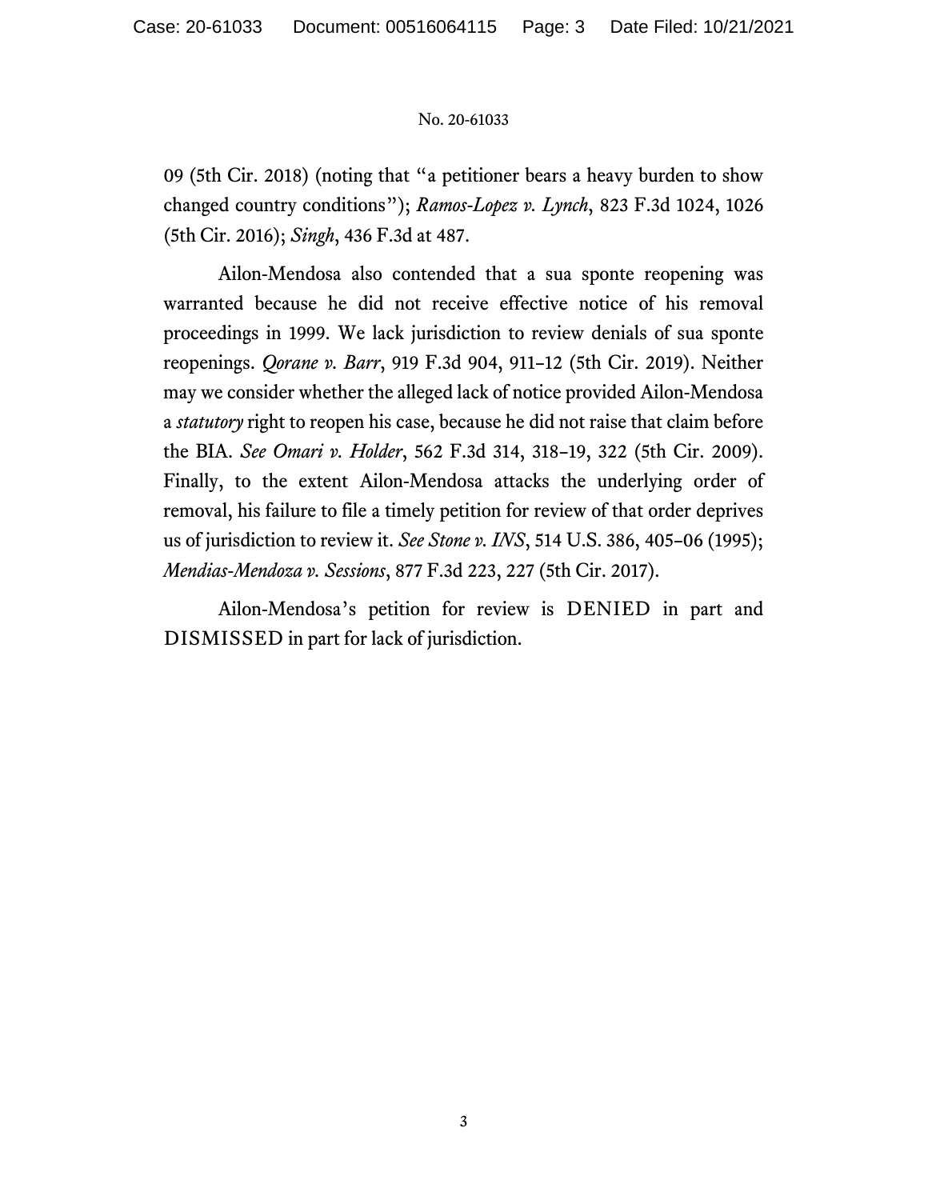09 (5th Cir. 2018) (noting that "a petitioner bears a heavy burden to show changed country conditions"); *Ramos-Lopez v. Lynch*, 823 F.3d 1024, 1026 (5th Cir. 2016); *Singh*, 436 F.3d at 487.

Ailon-Mendosa also contended that a sua sponte reopening was warranted because he did not receive effective notice of his removal proceedings in 1999. We lack jurisdiction to review denials of sua sponte reopenings. *Qorane v. Barr*, 919 F.3d 904, 911–12 (5th Cir. 2019). Neither may we consider whether the alleged lack of notice provided Ailon-Mendosa a *statutory* right to reopen his case, because he did not raise that claim before the BIA. *See Omari v. Holder*, 562 F.3d 314, 318–19, 322 (5th Cir. 2009). Finally, to the extent Ailon-Mendosa attacks the underlying order of removal, his failure to file a timely petition for review of that order deprives us of jurisdiction to review it. *See Stone v. INS*, 514 U.S. 386, 405–06 (1995); *Mendias-Mendoza v. Sessions*, 877 F.3d 223, 227 (5th Cir. 2017).

Ailon-Mendosa's petition for review is DENIED in part and DISMISSED in part for lack of jurisdiction.